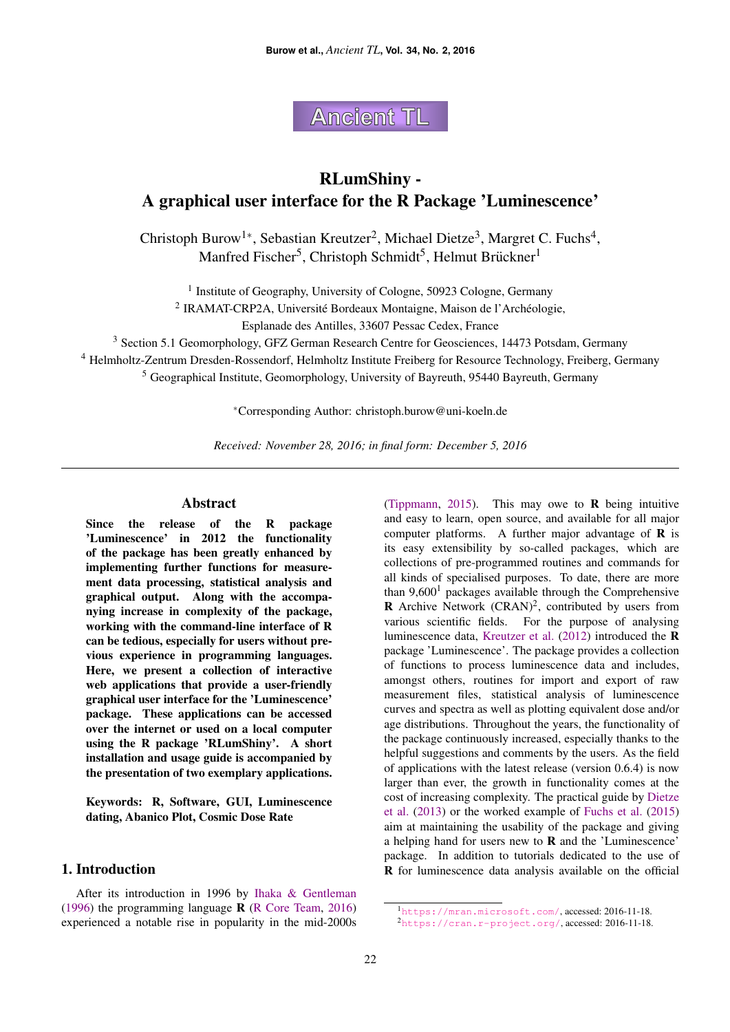# RLumShiny - A graphical user interface for the R Package 'Luminescence'

Christoph Burow[1*], Sebastian Kreutzer[2], Michael Dietze[3], Margret C. Fuchs[4], Manfred Fischer[5], Christoph Schmidt[5], Helmut Brückner[1]

[1] Institute of Geography, University of Cologne, 50923 Cologne, Germany
[2] IRAMAT-CRP2A, Université Bordeaux Montaigne, Maison de l'Archéologie, Esplanade des Antilles, 33607 Pessac Cedex, France
[3] Section 5.1 Geomorphology, GFZ German Research Centre for Geosciences, 14473 Potsdam, Germany
[4] Helmholtz-Zentrum Dresden-Rossendorf, Helmholtz Institute Freiberg for Resource Technology, Freiberg, Germany
[5] Geographical Institute, Geomorphology, University of Bayreuth, 95440 Bayreuth, Germany

*Corresponding Author: christoph.burow@uni-koeln.de

*Received: November 28, 2016; in final form: December 5, 2016*

## Abstract

**Since the release of the R package 'Luminescence' in 2012 the functionality of the package has been greatly enhanced by implementing further functions for measurement data processing, statistical analysis and graphical output. Along with the accompanying increase in complexity of the package, working with the command-line interface of R can be tedious, especially for users without previous experience in programming languages. Here, we present a collection of interactive web applications that provide a user-friendly graphical user interface for the 'Luminescence' package. These applications can be accessed over the internet or used on a local computer using the R package 'RLumShiny'. A short installation and usage guide is accompanied by the presentation of two exemplary applications.**

**Keywords: R, Software, GUI, Luminescence dating, Abanico Plot, Cosmic Dose Rate**

## 1. Introduction

After its introduction in 1996 by Ihaka & Gentleman (1996) the programming language **R** (R Core Team, 2016) experienced a notable rise in popularity in the mid-2000s (Tippmann, 2015). This may owe to **R** being intuitive and easy to learn, open source, and available for all major computer platforms. A further major advantage of **R** is its easy extensibility by so-called packages, which are collections of pre-programmed routines and commands for all kinds of specialised purposes. To date, there are more than 9,600[1] packages available through the Comprehensive **R** Archive Network (CRAN)[2], contributed by users from various scientific fields. For the purpose of analysing luminescence data, Kreutzer et al. (2012) introduced the **R** package 'Luminescence'. The package provides a collection of functions to process luminescence data and includes, amongst others, routines for import and export of raw measurement files, statistical analysis of luminescence curves and spectra as well as plotting equivalent dose and/or age distributions. Throughout the years, the functionality of the package continuously increased, especially thanks to the helpful suggestions and comments by the users. As the field of applications with the latest release (version 0.6.4) is now larger than ever, the growth in functionality comes at the cost of increasing complexity. The practical guide by Dietze et al. (2013) or the worked example of Fuchs et al. (2015) aim at maintaining the usability of the package and giving a helping hand for users new to **R** and the 'Luminescence' package. In addition to tutorials dedicated to the use of **R** for luminescence data analysis available on the official

[1] https://mran.microsoft.com/, accessed: 2016-11-18.
[2] https://cran.r-project.org/, accessed: 2016-11-18.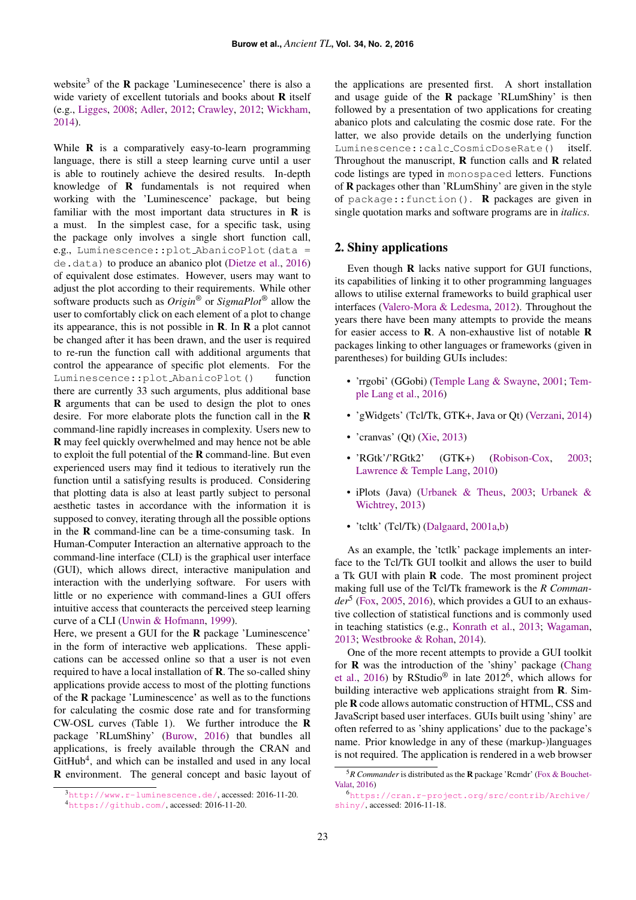website[3] of the **R** package 'Luminesecence' there is also a wide variety of excellent tutorials and books about **R** itself (e.g., Ligges, 2008; Adler, 2012; Crawley, 2012; Wickham, 2014).

While **R** is a comparatively easy-to-learn programming language, there is still a steep learning curve until a user is able to routinely achieve the desired results. In-depth knowledge of **R** fundamentals is not required when working with the 'Luminescence' package, but being familiar with the most important data structures in **R** is a must. In the simplest case, for a specific task, using the package only involves a single short function call, e.g., `Luminescence::plot_AbanicoPlot(data = de.data)` to produce an abanico plot (Dietze et al., 2016) of equivalent dose estimates. However, users may want to adjust the plot according to their requirements. While other software products such as *Origin*® or *SigmaPlot*® allow the user to comfortably click on each element of a plot to change its appearance, this is not possible in **R**. In **R** a plot cannot be changed after it has been drawn, and the user is required to re-run the function call with additional arguments that control the appearance of specific plot elements. For the `Luminescence::plot_AbanicoPlot()` function there are currently 33 such arguments, plus additional base **R** arguments that can be used to design the plot to ones desire. For more elaborate plots the function call in the **R** command-line rapidly increases in complexity. Users new to **R** may feel quickly overwhelmed and may hence not be able to exploit the full potential of the **R** command-line. But even experienced users may find it tedious to iteratively run the function until a satisfying results is produced. Considering that plotting data is also at least partly subject to personal aesthetic tastes in accordance with the information it is supposed to convey, iterating through all the possible options in the **R** command-line can be a time-consuming task. In Human-Computer Interaction an alternative approach to the command-line interface (CLI) is the graphical user interface (GUI), which allows direct, interactive manipulation and interaction with the underlying software. For users with little or no experience with command-lines a GUI offers intuitive access that counteracts the perceived steep learning curve of a CLI (Unwin & Hofmann, 1999).

Here, we present a GUI for the **R** package 'Luminescence' in the form of interactive web applications. These applications can be accessed online so that a user is not even required to have a local installation of **R**. The so-called shiny applications provide access to most of the plotting functions of the **R** package 'Luminescence' as well as to the functions for calculating the cosmic dose rate and for transforming CW-OSL curves (Table 1). We further introduce the **R** package 'RLumShiny' (Burow, 2016) that bundles all applications, is freely available through the CRAN and GitHub[4], and which can be installed and used in any local **R** environment. The general concept and basic layout of the applications are presented first. A short installation and usage guide of the **R** package 'RLumShiny' is then followed by a presentation of two applications for creating abanico plots and calculating the cosmic dose rate. For the latter, we also provide details on the underlying function `Luminescence::calc_CosmicDoseRate()` itself. Throughout the manuscript, **R** function calls and **R** related code listings are typed in `monospaced` letters. Functions of **R** packages other than 'RLumShiny' are given in the style of `package::function()`. **R** packages are given in single quotation marks and software programs are in *italics*.

## 2. Shiny applications

Even though **R** lacks native support for GUI functions, its capabilities of linking it to other programming languages allows to utilise external frameworks to build graphical user interfaces (Valero-Mora & Ledesma, 2012). Throughout the years there have been many attempts to provide the means for easier access to **R**. A non-exhaustive list of notable **R** packages linking to other languages or frameworks (given in parentheses) for building GUIs includes:

- 'rrgobi' (GGobi) (Temple Lang & Swayne, 2001; Temple Lang et al., 2016)
- 'gWidgets' (Tcl/Tk, GTK+, Java or Qt) (Verzani, 2014)
- 'cranvas' (Qt) (Xie, 2013)
- 'RGtk'/'RGtk2' (GTK+) (Robison-Cox, 2003; Lawrence & Temple Lang, 2010)
- iPlots (Java) (Urbanek & Theus, 2003; Urbanek & Wichtrey, 2013)
- 'tcltk' (Tcl/Tk) (Dalgaard, 2001a,b)

As an example, the 'tctlk' package implements an interface to the Tcl/Tk GUI toolkit and allows the user to build a Tk GUI with plain **R** code. The most prominent project making full use of the Tcl/Tk framework is the *R Commander*[5] (Fox, 2005, 2016), which provides a GUI to an exhaustive collection of statistical functions and is commonly used in teaching statistics (e.g., Konrath et al., 2013; Wagaman, 2013; Westbrooke & Rohan, 2014).

One of the more recent attempts to provide a GUI toolkit for **R** was the introduction of the 'shiny' package (Chang et al., 2016) by RStudio® in late 2012[6], which allows for building interactive web applications straight from **R**. Simple **R** code allows automatic construction of HTML, CSS and JavaScript based user interfaces. GUIs built using 'shiny' are often referred to as 'shiny applications' due to the package's name. Prior knowledge in any of these (markup-)languages is not required. The application is rendered in a web browser

[3] http://www.r-luminescence.de/, accessed: 2016-11-20.

[4] https://github.com/, accessed: 2016-11-20.

[5] *R Commander* is distributed as the **R** package 'Rcmdr' (Fox & Bouchet-Valat, 2016)

[6] https://cran.r-project.org/src/contrib/Archive/shiny/, accessed: 2016-11-18.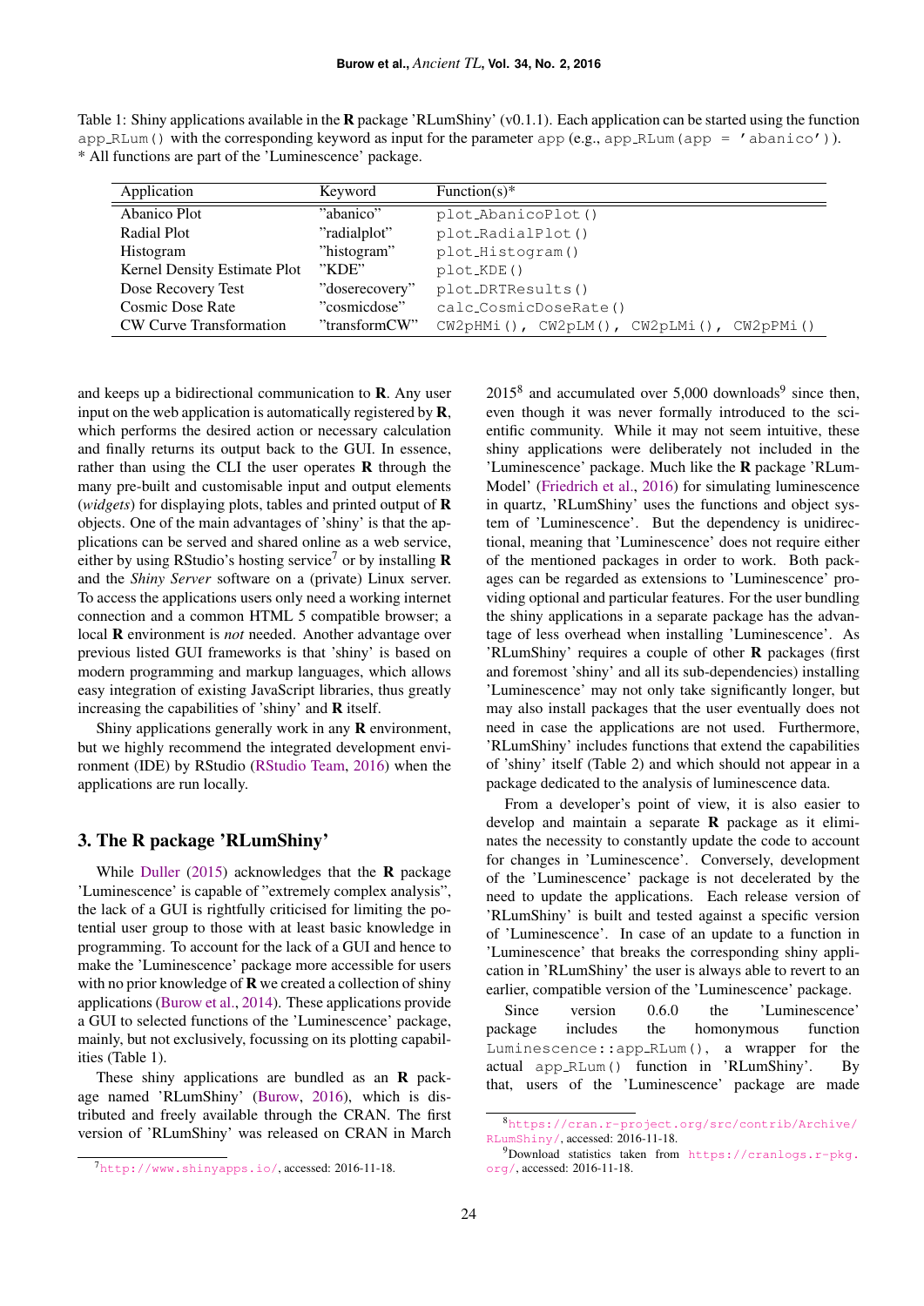Table 1: Shiny applications available in the **R** package 'RLumShiny' (v0.1.1). Each application can be started using the function `app_RLum()` with the corresponding keyword as input for the parameter `app` (e.g., `app_RLum(app = 'abanico')`). * All functions are part of the 'Luminescence' package.

| Application | Keyword | Function(s)* |
|---|---|---|
| Abanico Plot | "abanico" | `plot_AbanicoPlot()` |
| Radial Plot | "radialplot" | `plot_RadialPlot()` |
| Histogram | "histogram" | `plot_Histogram()` |
| Kernel Density Estimate Plot | "KDE" | `plot_KDE()` |
| Dose Recovery Test | "doserecovery" | `plot_DRTResults()` |
| Cosmic Dose Rate | "cosmicdose" | `calc_CosmicDoseRate()` |
| CW Curve Transformation | "transformCW" | `CW2pHMi(), CW2pLM(), CW2pLMi(), CW2pPMi()` |

and keeps up a bidirectional communication to **R**. Any user input on the web application is automatically registered by **R**, which performs the desired action or necessary calculation and finally returns its output back to the GUI. In essence, rather than using the CLI the user operates **R** through the many pre-built and customisable input and output elements (*widgets*) for displaying plots, tables and printed output of **R** objects. One of the main advantages of 'shiny' is that the applications can be served and shared online as a web service, either by using RStudio's hosting service[7] or by installing **R** and the *Shiny Server* software on a (private) Linux server. To access the applications users only need a working internet connection and a common HTML 5 compatible browser; a local **R** environment is *not* needed. Another advantage over previous listed GUI frameworks is that 'shiny' is based on modern programming and markup languages, which allows easy integration of existing JavaScript libraries, thus greatly increasing the capabilities of 'shiny' and **R** itself.

Shiny applications generally work in any **R** environment, but we highly recommend the integrated development environment (IDE) by RStudio (RStudio Team, 2016) when the applications are run locally.

## 3. The R package 'RLumShiny'

While Duller (2015) acknowledges that the **R** package 'Luminescence' is capable of "extremely complex analysis", the lack of a GUI is rightfully criticised for limiting the potential user group to those with at least basic knowledge in programming. To account for the lack of a GUI and hence to make the 'Luminescence' package more accessible for users with no prior knowledge of **R** we created a collection of shiny applications (Burow et al., 2014). These applications provide a GUI to selected functions of the 'Luminescence' package, mainly, but not exclusively, focussing on its plotting capabilities (Table 1).

These shiny applications are bundled as an **R** package named 'RLumShiny' (Burow, 2016), which is distributed and freely available through the CRAN. The first version of 'RLumShiny' was released on CRAN in March 2015[8] and accumulated over 5,000 downloads[9] since then, even though it was never formally introduced to the scientific community. While it may not seem intuitive, these shiny applications were deliberately not included in the 'Luminescence' package. Much like the **R** package 'RLumModel' (Friedrich et al., 2016) for simulating luminescence in quartz, 'RLumShiny' uses the functions and object system of 'Luminescence'. But the dependency is unidirectional, meaning that 'Luminescence' does not require either of the mentioned packages in order to work. Both packages can be regarded as extensions to 'Luminescence' providing optional and particular features. For the user bundling the shiny applications in a separate package has the advantage of less overhead when installing 'Luminescence'. As 'RLumShiny' requires a couple of other **R** packages (first and foremost 'shiny' and all its sub-dependencies) installing 'Luminescence' may not only take significantly longer, but may also install packages that the user eventually does not need in case the applications are not used. Furthermore, 'RLumShiny' includes functions that extend the capabilities of 'shiny' itself (Table 2) and which should not appear in a package dedicated to the analysis of luminescence data.

From a developer's point of view, it is also easier to develop and maintain a separate **R** package as it eliminates the necessity to constantly update the code to account for changes in 'Luminescence'. Conversely, development of the 'Luminescence' package is not decelerated by the need to update the applications. Each release version of 'RLumShiny' is built and tested against a specific version of 'Luminescence'. In case of an update to a function in 'Luminescence' that breaks the corresponding shiny application in 'RLumShiny' the user is always able to revert to an earlier, compatible version of the 'Luminescence' package.

Since version 0.6.0 the 'Luminescence' package includes the homonymous function `Luminescence::app_RLum()`, a wrapper for the actual `app_RLum()` function in 'RLumShiny'. By that, users of the 'Luminescence' package are made

[7] http://www.shinyapps.io/, accessed: 2016-11-18.

[8] https://cran.r-project.org/src/contrib/Archive/RLumShiny/, accessed: 2016-11-18.

[9] Download statistics taken from https://cranlogs.r-pkg.org/, accessed: 2016-11-18.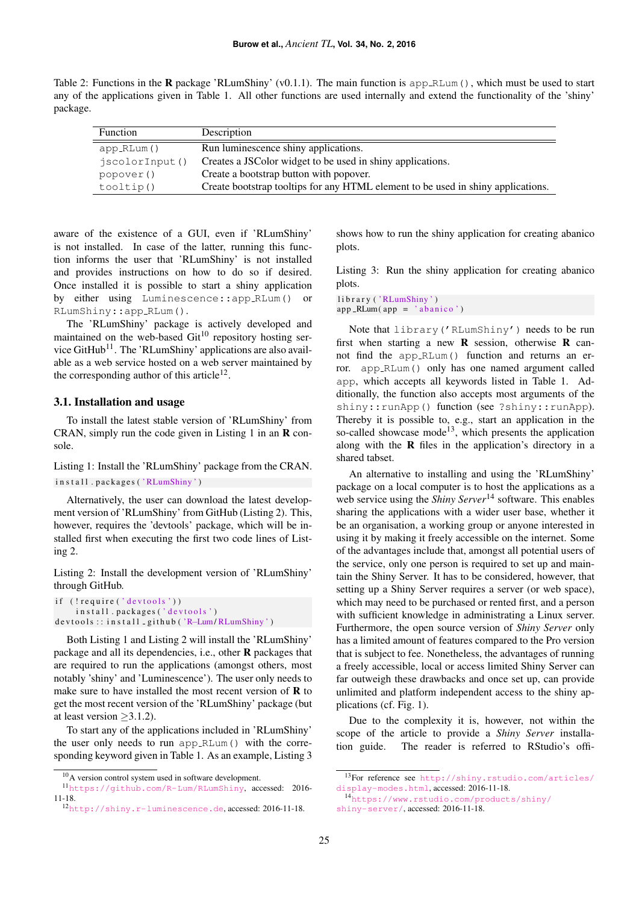Table 2: Functions in the **R** package 'RLumShiny' (v0.1.1). The main function is `app_RLum()`, which must be used to start any of the applications given in Table 1. All other functions are used internally and extend the functionality of the 'shiny' package.

| Function | Description |
| --- | --- |
| `app_RLum()` | Run luminescence shiny applications. |
| `jscolorInput()` | Creates a JSColor widget to be used in shiny applications. |
| `popover()` | Create a bootstrap button with popover. |
| `tooltip()` | Create bootstrap tooltips for any HTML element to be used in shiny applications. |

aware of the existence of a GUI, even if 'RLumShiny' is not installed. In case of the latter, running this function informs the user that 'RLumShiny' is not installed and provides instructions on how to do so if desired. Once installed it is possible to start a shiny application by either using `Luminescence::app_RLum()` or `RLumShiny::app_RLum()`.

The 'RLumShiny' package is actively developed and maintained on the web-based Git[10] repository hosting service GitHub[11]. The 'RLumShiny' applications are also available as a web service hosted on a web server maintained by the corresponding author of this article[12].

## 3.1. Installation and usage

To install the latest stable version of 'RLumShiny' from CRAN, simply run the code given in Listing 1 in an **R** console.

Listing 1: Install the 'RLumShiny' package from the CRAN.

```
install.packages('RLumShiny')
```

Alternatively, the user can download the latest development version of 'RLumShiny' from GitHub (Listing 2). This, however, requires the 'devtools' package, which will be installed first when executing the first two code lines of Listing 2.

Listing 2: Install the development version of 'RLumShiny' through GitHub.

```
if (!require('devtools'))
    install.packages('devtools')
devtools::install_github('R-Lum/RLumShiny')
```

Both Listing 1 and Listing 2 will install the 'RLumShiny' package and all its dependencies, i.e., other **R** packages that are required to run the applications (amongst others, most notably 'shiny' and 'Luminescence'). The user only needs to make sure to have installed the most recent version of **R** to get the most recent version of the 'RLumShiny' package (but at least version ≥3.1.2).

To start any of the applications included in 'RLumShiny' the user only needs to run `app_RLum()` with the corresponding keyword given in Table 1. As an example, Listing 3 shows how to run the shiny application for creating abanico plots.

Listing 3: Run the shiny application for creating abanico plots.

```
library('RLumShiny')
app_RLum(app = 'abanico')
```

Note that `library('RLumShiny')` needs to be run first when starting a new **R** session, otherwise **R** cannot find the `app_RLum()` function and returns an error. `app_RLum()` only has one named argument called `app`, which accepts all keywords listed in Table 1. Additionally, the function also accepts most arguments of the `shiny::runApp()` function (see `?shiny::runApp`). Thereby it is possible to, e.g., start an application in the so-called showcase mode[13], which presents the application along with the **R** files in the application's directory in a shared tabset.

An alternative to installing and using the 'RLumShiny' package on a local computer is to host the applications as a web service using the *Shiny Server*[14] software. This enables sharing the applications with a wider user base, whether it be an organisation, a working group or anyone interested in using it by making it freely accessible on the internet. Some of the advantages include that, amongst all potential users of the service, only one person is required to set up and maintain the Shiny Server. It has to be considered, however, that setting up a Shiny Server requires a server (or web space), which may need to be purchased or rented first, and a person with sufficient knowledge in administrating a Linux server. Furthermore, the open source version of *Shiny Server* only has a limited amount of features compared to the Pro version that is subject to fee. Nonetheless, the advantages of running a freely accessible, local or access limited Shiny Server can far outweigh these drawbacks and once set up, can provide unlimited and platform independent access to the shiny applications (cf. Fig. 1).

Due to the complexity it is, however, not within the scope of the article to provide a *Shiny Server* installation guide. The reader is referred to RStudio's offi-

---

[10] A version control system used in software development.

[11] https://github.com/R-Lum/RLumShiny, accessed: 2016-11-18.

[12] http://shiny.r-luminescence.de, accessed: 2016-11-18.

[13] For reference see http://shiny.rstudio.com/articles/display-modes.html, accessed: 2016-11-18.

[14] https://www.rstudio.com/products/shiny/shiny-server/, accessed: 2016-11-18.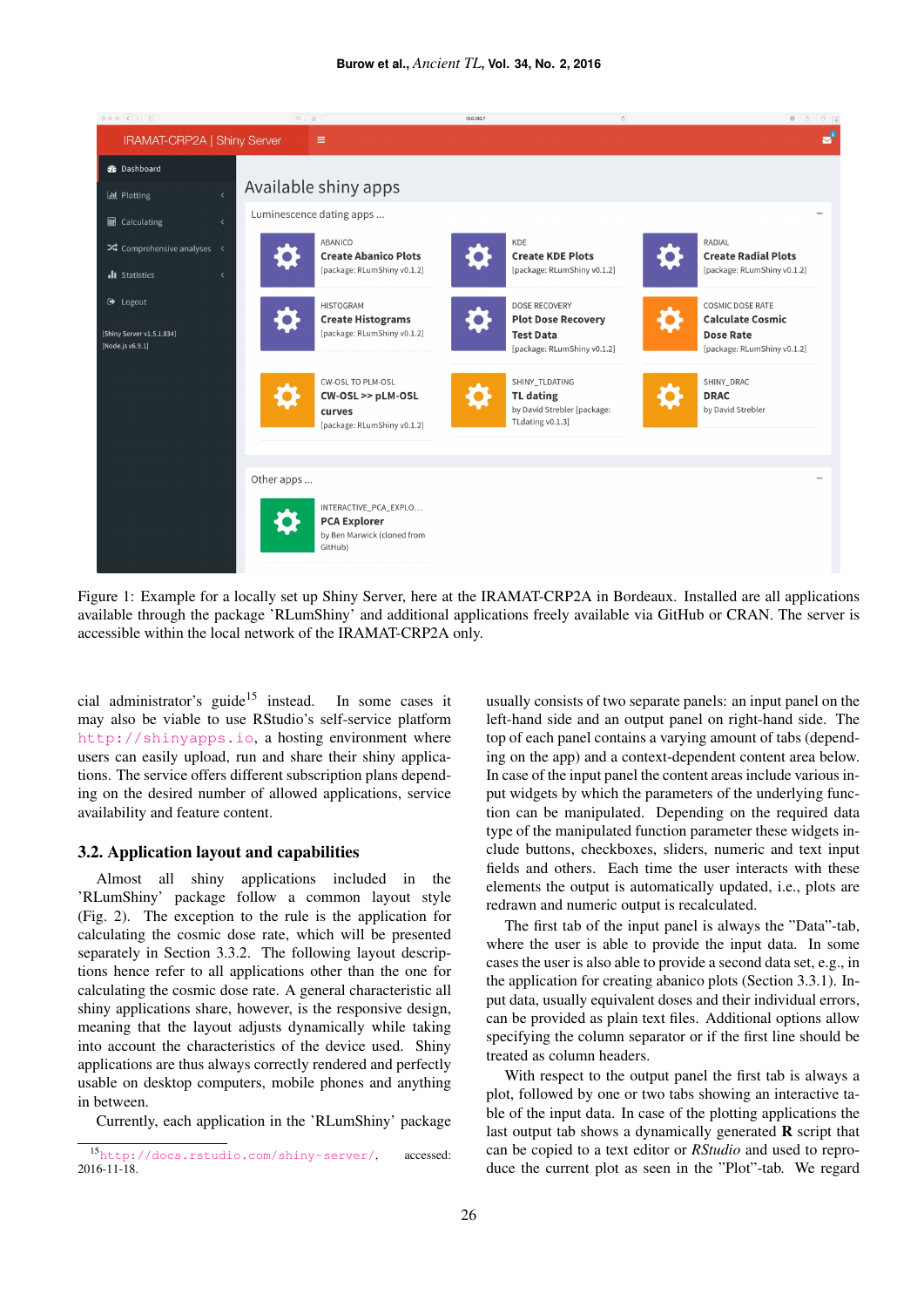Figure 1: Example for a locally set up Shiny Server, here at the IRAMAT-CRP2A in Bordeaux. Installed are all applications available through the package 'RLumShiny' and additional applications freely available via GitHub or CRAN. The server is accessible within the local network of the IRAMAT-CRP2A only.

cial administrator's guide[15] instead. In some cases it may also be viable to use RStudio's self-service platform http://shinyapps.io, a hosting environment where users can easily upload, run and share their shiny applications. The service offers different subscription plans depending on the desired number of allowed applications, service availability and feature content.

### 3.2. Application layout and capabilities

Almost all shiny applications included in the 'RLumShiny' package follow a common layout style (Fig. 2). The exception to the rule is the application for calculating the cosmic dose rate, which will be presented separately in Section 3.3.2. The following layout descriptions hence refer to all applications other than the one for calculating the cosmic dose rate. A general characteristic all shiny applications share, however, is the responsive design, meaning that the layout adjusts dynamically while taking into account the characteristics of the device used. Shiny applications are thus always correctly rendered and perfectly usable on desktop computers, mobile phones and anything in between.

Currently, each application in the 'RLumShiny' package usually consists of two separate panels: an input panel on the left-hand side and an output panel on right-hand side. The top of each panel contains a varying amount of tabs (depending on the app) and a context-dependent content area below. In case of the input panel the content areas include various input widgets by which the parameters of the underlying function can be manipulated. Depending on the required data type of the manipulated function parameter these widgets include buttons, checkboxes, sliders, numeric and text input fields and others. Each time the user interacts with these elements the output is automatically updated, i.e., plots are redrawn and numeric output is recalculated.

The first tab of the input panel is always the "Data"-tab, where the user is able to provide the input data. In some cases the user is also able to provide a second data set, e.g., in the application for creating abanico plots (Section 3.3.1). Input data, usually equivalent doses and their individual errors, can be provided as plain text files. Additional options allow specifying the column separator or if the first line should be treated as column headers.

With respect to the output panel the first tab is always a plot, followed by one or two tabs showing an interactive table of the input data. In case of the plotting applications the last output tab shows a dynamically generated **R** script that can be copied to a text editor or *RStudio* and used to reproduce the current plot as seen in the "Plot"-tab. We regard

[15] http://docs.rstudio.com/shiny-server/, accessed: 2016-11-18.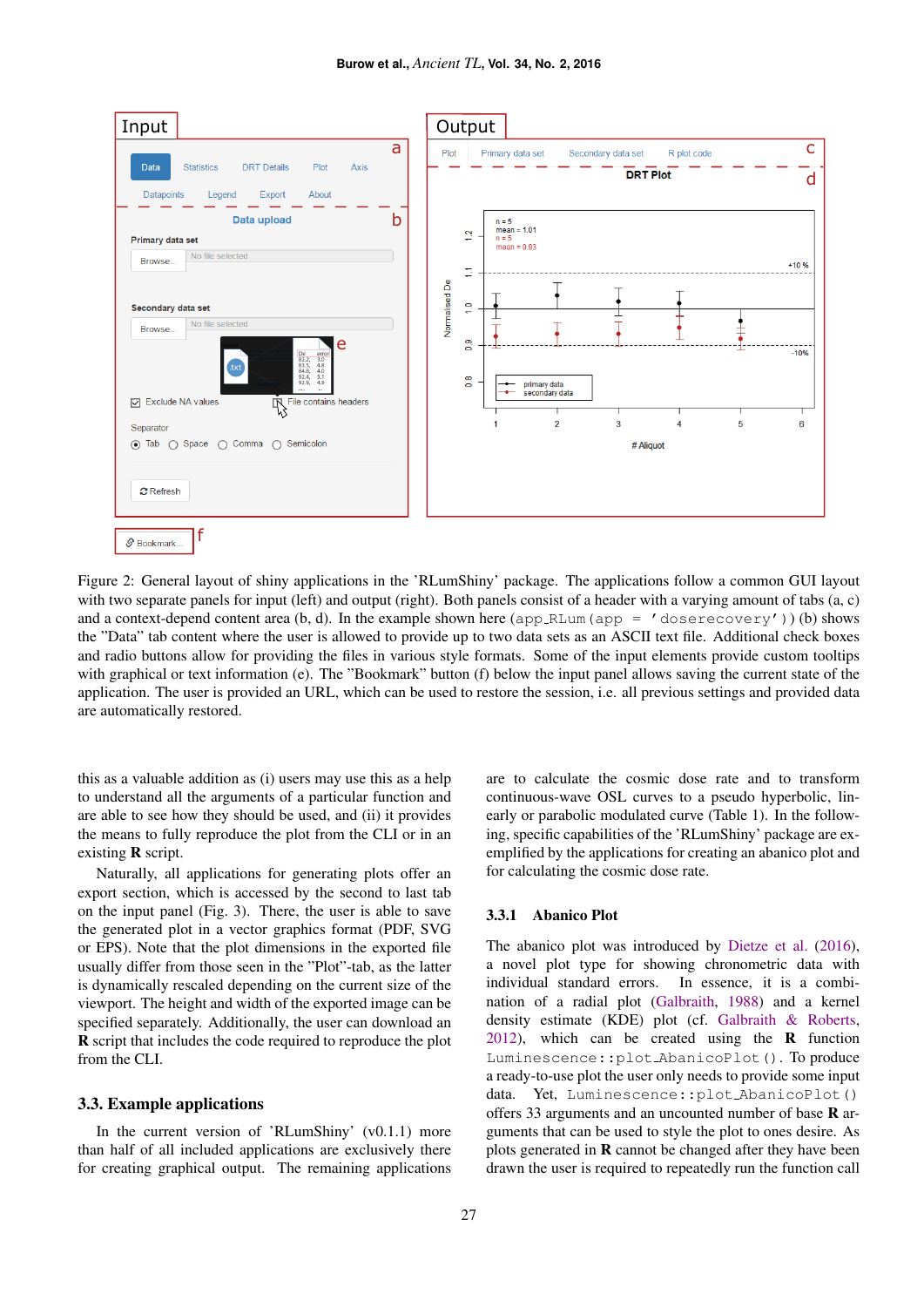Figure 2: General layout of shiny applications in the 'RLumShiny' package. The applications follow a common GUI layout with two separate panels for input (left) and output (right). Both panels consist of a header with a varying amount of tabs (a, c) and a context-depend content area (b, d). In the example shown here (`app_RLum(app = 'doserecovery')`) (b) shows the "Data" tab content where the user is allowed to provide up to two data sets as an ASCII text file. Additional check boxes and radio buttons allow for providing the files in various style formats. Some of the input elements provide custom tooltips with graphical or text information (e). The "Bookmark" button (f) below the input panel allows saving the current state of the application. The user is provided an URL, which can be used to restore the session, i.e. all previous settings and provided data are automatically restored.

this as a valuable addition as (i) users may use this as a help to understand all the arguments of a particular function and are able to see how they should be used, and (ii) it provides the means to fully reproduce the plot from the CLI or in an existing **R** script.

Naturally, all applications for generating plots offer an export section, which is accessed by the second to last tab on the input panel (Fig. 3). There, the user is able to save the generated plot in a vector graphics format (PDF, SVG or EPS). Note that the plot dimensions in the exported file usually differ from those seen in the "Plot"-tab, as the latter is dynamically rescaled depending on the current size of the viewport. The height and width of the exported image can be specified separately. Additionally, the user can download an **R** script that includes the code required to reproduce the plot from the CLI.

### 3.3. Example applications

In the current version of 'RLumShiny' (v0.1.1) more than half of all included applications are exclusively there for creating graphical output. The remaining applications are to calculate the cosmic dose rate and to transform continuous-wave OSL curves to a pseudo hyperbolic, linearly or parabolic modulated curve (Table 1). In the following, specific capabilities of the 'RLumShiny' package are exemplified by the applications for creating an abanico plot and for calculating the cosmic dose rate.

#### 3.3.1 Abanico Plot

The abanico plot was introduced by Dietze et al. (2016), a novel plot type for showing chronometric data with individual standard errors. In essence, it is a combination of a radial plot (Galbraith, 1988) and a kernel density estimate (KDE) plot (cf. Galbraith & Roberts, 2012), which can be created using the **R** function `Luminescence::plot_AbanicoPlot()`. To produce a ready-to-use plot the user only needs to provide some input data. Yet, `Luminescence::plot_AbanicoPlot()` offers 33 arguments and an uncounted number of base **R** arguments that can be used to style the plot to ones desire. As plots generated in **R** cannot be changed after they have been drawn the user is required to repeatedly run the function call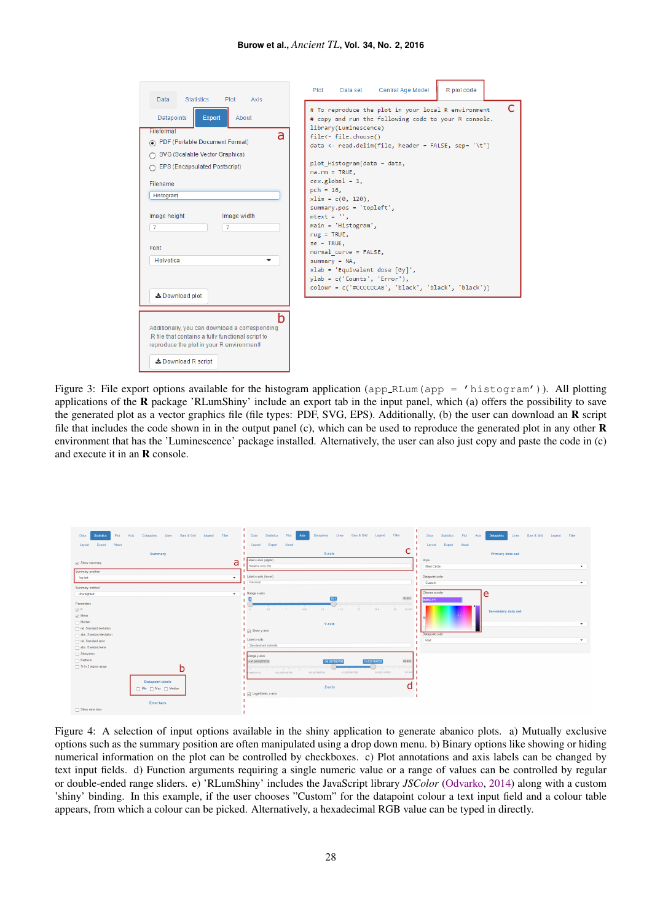Figure 3: File export options available for the histogram application (`app_RLum(app = 'histogram')`). All plotting applications of the **R** package 'RLumShiny' include an export tab in the input panel, which (a) offers the possibility to save the generated plot as a vector graphics file (file types: PDF, SVG, EPS). Additionally, (b) the user can download an **R** script file that includes the code shown in the output panel (c), which can be used to reproduce the generated plot in any other **R** environment that has the 'Luminescence' package installed. Alternatively, the user can also just copy and paste the code in (c) and execute it in an **R** console.

Figure 4: A selection of input options available in the shiny application to generate abanico plots. a) Mutually exclusive options such as the summary position are often manipulated using a drop down menu. b) Binary options like showing or hiding numerical information on the plot can be controlled by checkboxes. c) Plot annotations and axis labels can be changed by text input fields. d) Function arguments requiring a single numeric value or a range of values can be controlled by regular or double-ended range sliders. e) 'RLumShiny' includes the JavaScript library *JSColor* (Odvarko, 2014) along with a custom 'shiny' binding. In this example, if the user chooses "Custom" for the datapoint colour a text input field and a colour table appears, from which a colour can be picked. Alternatively, a hexadecimal RGB value can be typed in directly.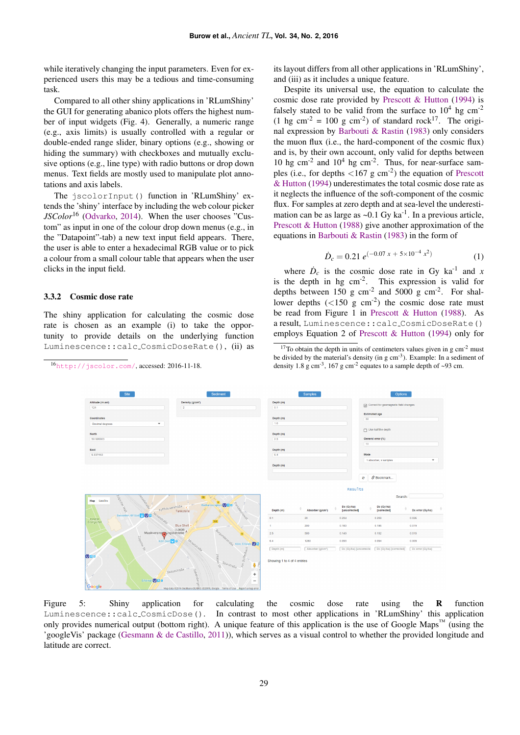while iteratively changing the input parameters. Even for experienced users this may be a tedious and time-consuming task.

Compared to all other shiny applications in 'RLumShiny' the GUI for generating abanico plots offers the highest number of input widgets (Fig. 4). Generally, a numeric range (e.g., axis limits) is usually controlled with a regular or double-ended range slider, binary options (e.g., showing or hiding the summary) with checkboxes and mutually exclusive options (e.g., line type) with radio buttons or drop down menus. Text fields are mostly used to manipulate plot annotations and axis labels.

The `jscolorInput()` function in 'RLumShiny' extends the 'shiny' interface by including the web colour picker *JSColor*[16] (Odvarko, 2014). When the user chooses "Custom" as input in one of the colour drop down menus (e.g., in the "Datapoint"-tab) a new text input field appears. There, the user is able to enter a hexadecimal RGB value or to pick a colour from a small colour table that appears when the user clicks in the input field.

### 3.3.2 Cosmic dose rate

The shiny application for calculating the cosmic dose rate is chosen as an example (i) to take the opportunity to provide details on the underlying function `Luminescence::calc_CosmicDoseRate()`, (ii) as its layout differs from all other applications in 'RLumShiny', and (iii) as it includes a unique feature.

Despite its universal use, the equation to calculate the cosmic dose rate provided by Prescott & Hutton (1994) is falsely stated to be valid from the surface to $10^4$ hg cm$^{-2}$ (1 hg cm$^{-2}$ = 100 g cm$^{-2}$) of standard rock[17]. The original expression by Barbouti & Rastin (1983) only considers the muon flux (i.e., the hard-component of the cosmic flux) and is, by their own account, only valid for depths between 10 hg cm$^{-2}$ and $10^4$ hg cm$^{-2}$. Thus, for near-surface samples (i.e., for depths <167 g cm$^{-2}$) the equation of Prescott & Hutton (1994) underestimates the total cosmic dose rate as it neglects the influence of the soft-component of the cosmic flux. For samples at zero depth and at sea-level the underestimation can be as large as ~0.1 Gy ka$^{-1}$. In a previous article, Prescott & Hutton (1988) give another approximation of the equations in Barbouti & Rastin (1983) in the form of

$$\dot{D}_c = 0.21\, e^{(-0.07\, x\, +\, 5\times10^{-4}\, x^2)} \qquad (1)$$

where $\dot{D}_c$ is the cosmic dose rate in Gy ka$^{-1}$ and $x$ is the depth in hg cm$^{-2}$. This expression is valid for depths between 150 g cm$^{-2}$ and 5000 g cm$^{-2}$. For shallower depths (<150 g cm$^{-2}$) the cosmic dose rate must be read from Figure 1 in Prescott & Hutton (1988). As a result, `Luminescence::calc_CosmicDoseRate()` employs Equation 2 of Prescott & Hutton (1994) only for

[16] http://jscolor.com/, accessed: 2016-11-18.

[17] To obtain the depth in units of centimeters values given in g cm$^{-2}$ must be divided by the material's density (in g cm$^{-3}$). Example: In a sediment of density 1.8 g cm$^{-3}$, 167 g cm$^{-2}$ equates to a sample depth of ~93 cm.

Figure 5: Shiny application for calculating the cosmic dose rate using the **R** function `Luminescence::calc_CosmicDose()`. In contrast to most other applications in 'RLumShiny' this application only provides numerical output (bottom right). A unique feature of this application is the use of Google Maps™ (using the 'googleVis' package (Gesmann & de Castillo, 2011)), which serves as a visual control to whether the provided longitude and latitude are correct.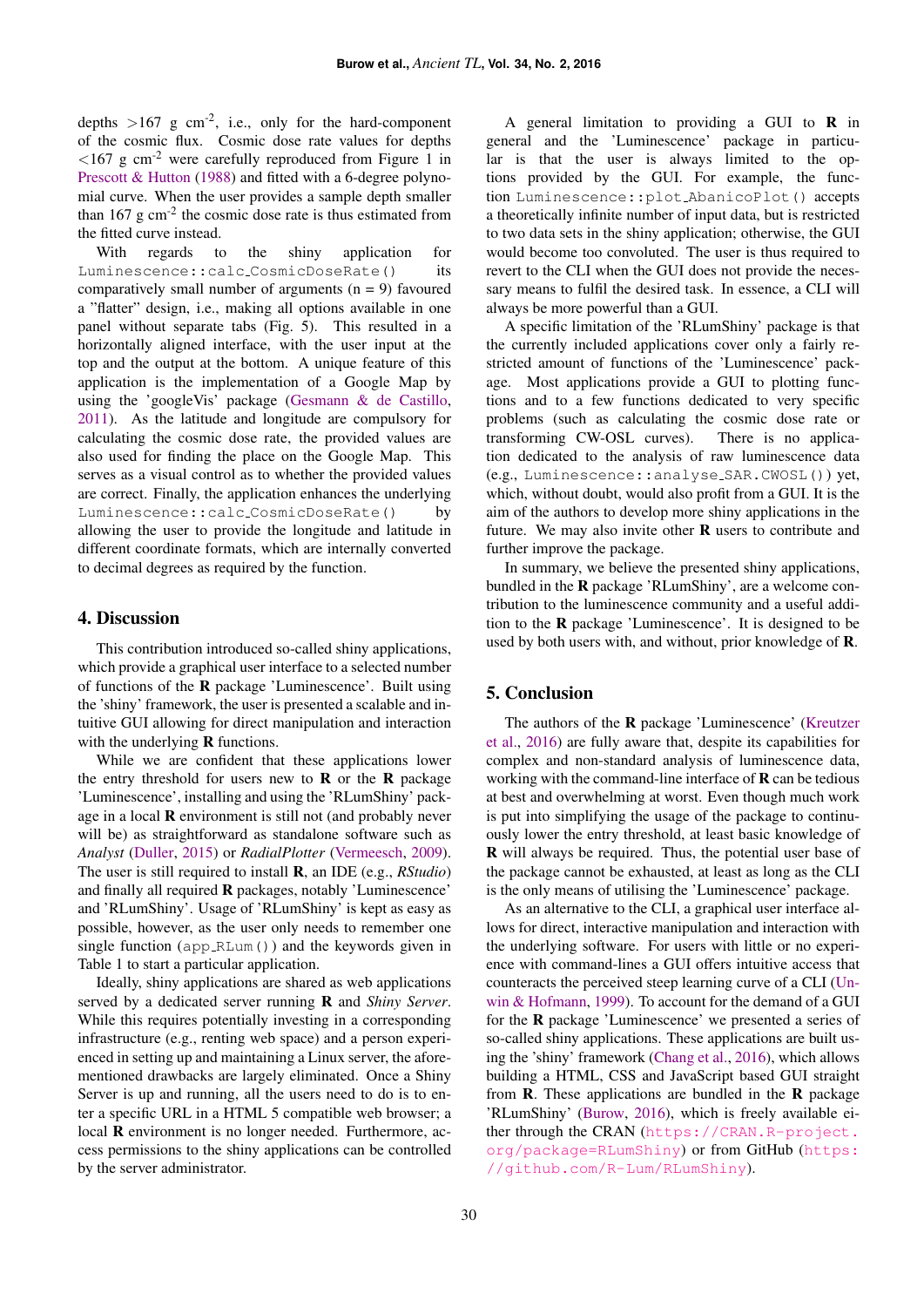depths >167 g cm$^{-2}$, i.e., only for the hard-component of the cosmic flux. Cosmic dose rate values for depths <167 g cm$^{-2}$ were carefully reproduced from Figure 1 in Prescott & Hutton (1988) and fitted with a 6-degree polynomial curve. When the user provides a sample depth smaller than 167 g cm$^{-2}$ the cosmic dose rate is thus estimated from the fitted curve instead.

With regards to the shiny application for `Luminescence::calc_CosmicDoseRate()` its comparatively small number of arguments (n = 9) favoured a "flatter" design, i.e., making all options available in one panel without separate tabs (Fig. 5). This resulted in a horizontally aligned interface, with the user input at the top and the output at the bottom. A unique feature of this application is the implementation of a Google Map by using the 'googleVis' package (Gesmann & de Castillo, 2011). As the latitude and longitude are compulsory for calculating the cosmic dose rate, the provided values are also used for finding the place on the Google Map. This serves as a visual control as to whether the provided values are correct. Finally, the application enhances the underlying `Luminescence::calc_CosmicDoseRate()` by allowing the user to provide the longitude and latitude in different coordinate formats, which are internally converted to decimal degrees as required by the function.

## 4. Discussion

This contribution introduced so-called shiny applications, which provide a graphical user interface to a selected number of functions of the **R** package 'Luminescence'. Built using the 'shiny' framework, the user is presented a scalable and intuitive GUI allowing for direct manipulation and interaction with the underlying **R** functions.

While we are confident that these applications lower the entry threshold for users new to **R** or the **R** package 'Luminescence', installing and using the 'RLumShiny' package in a local **R** environment is still not (and probably never will be) as straightforward as standalone software such as *Analyst* (Duller, 2015) or *RadialPlotter* (Vermeesch, 2009). The user is still required to install **R**, an IDE (e.g., *RStudio*) and finally all required **R** packages, notably 'Luminescence' and 'RLumShiny'. Usage of 'RLumShiny' is kept as easy as possible, however, as the user only needs to remember one single function (`app_RLum()`) and the keywords given in Table 1 to start a particular application.

Ideally, shiny applications are shared as web applications served by a dedicated server running **R** and *Shiny Server*. While this requires potentially investing in a corresponding infrastructure (e.g., renting web space) and a person experienced in setting up and maintaining a Linux server, the aforementioned drawbacks are largely eliminated. Once a Shiny Server is up and running, all the users need to do is to enter a specific URL in a HTML 5 compatible web browser; a local **R** environment is no longer needed. Furthermore, access permissions to the shiny applications can be controlled by the server administrator.

A general limitation to providing a GUI to **R** in general and the 'Luminescence' package in particular is that the user is always limited to the options provided by the GUI. For example, the function `Luminescence::plot_AbanicoPlot()` accepts a theoretically infinite number of input data, but is restricted to two data sets in the shiny application; otherwise, the GUI would become too convoluted. The user is thus required to revert to the CLI when the GUI does not provide the necessary means to fulfil the desired task. In essence, a CLI will always be more powerful than a GUI.

A specific limitation of the 'RLumShiny' package is that the currently included applications cover only a fairly restricted amount of functions of the 'Luminescence' package. Most applications provide a GUI to plotting functions and to a few functions dedicated to very specific problems (such as calculating the cosmic dose rate or transforming CW-OSL curves). There is no application dedicated to the analysis of raw luminescence data (e.g., `Luminescence::analyse_SAR.CWOSL()`) yet, which, without doubt, would also profit from a GUI. It is the aim of the authors to develop more shiny applications in the future. We may also invite other **R** users to contribute and further improve the package.

In summary, we believe the presented shiny applications, bundled in the **R** package 'RLumShiny', are a welcome contribution to the luminescence community and a useful addition to the **R** package 'Luminescence'. It is designed to be used by both users with, and without, prior knowledge of **R**.

## 5. Conclusion

The authors of the **R** package 'Luminescence' (Kreutzer et al., 2016) are fully aware that, despite its capabilities for complex and non-standard analysis of luminescence data, working with the command-line interface of **R** can be tedious at best and overwhelming at worst. Even though much work is put into simplifying the usage of the package to continuously lower the entry threshold, at least basic knowledge of **R** will always be required. Thus, the potential user base of the package cannot be exhausted, at least as long as the CLI is the only means of utilising the 'Luminescence' package.

As an alternative to the CLI, a graphical user interface allows for direct, interactive manipulation and interaction with the underlying software. For users with little or no experience with command-lines a GUI offers intuitive access that counteracts the perceived steep learning curve of a CLI (Unwin & Hofmann, 1999). To account for the demand of a GUI for the **R** package 'Luminescence' we presented a series of so-called shiny applications. These applications are built using the 'shiny' framework (Chang et al., 2016), which allows building a HTML, CSS and JavaScript based GUI straight from **R**. These applications are bundled in the **R** package 'RLumShiny' (Burow, 2016), which is freely available either through the CRAN (https://CRAN.R-project.org/package=RLumShiny) or from GitHub (https://github.com/R-Lum/RLumShiny).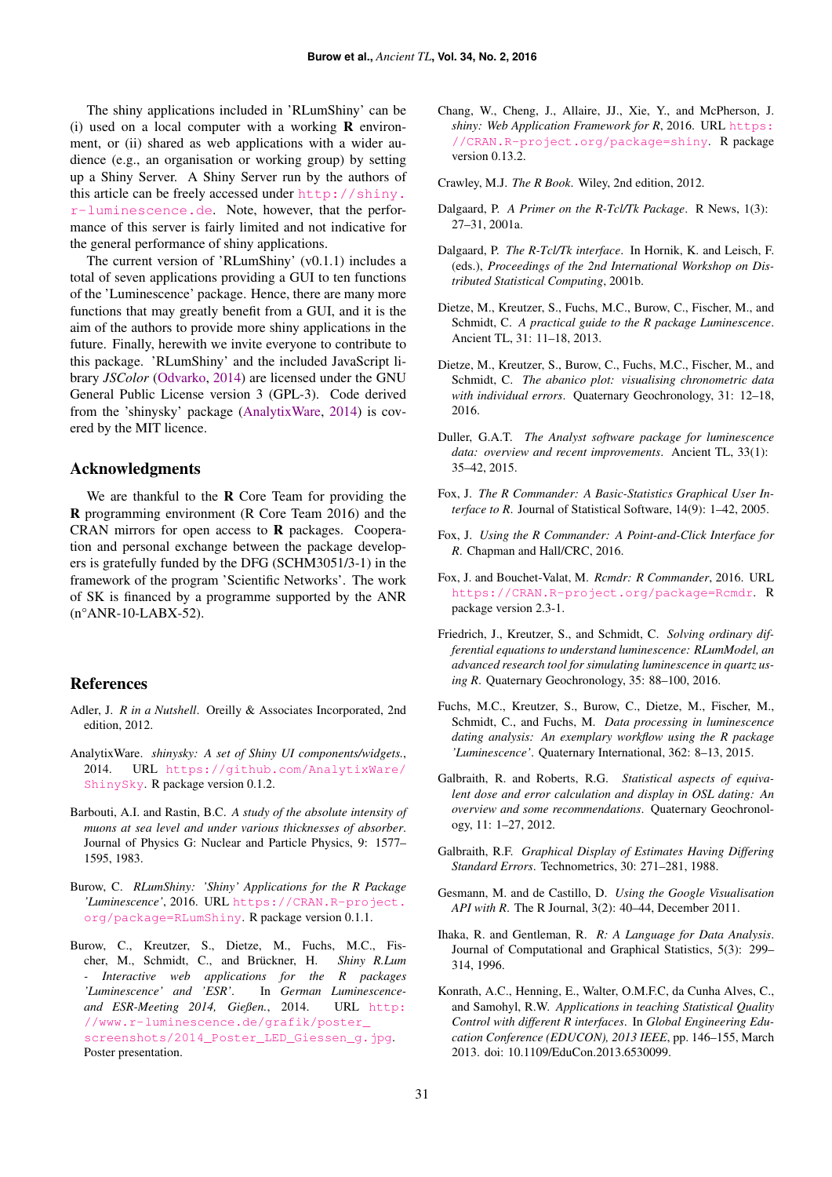The shiny applications included in 'RLumShiny' can be (i) used on a local computer with a working **R** environment, or (ii) shared as web applications with a wider audience (e.g., an organisation or working group) by setting up a Shiny Server. A Shiny Server run by the authors of this article can be freely accessed under http://shiny.r-luminescence.de. Note, however, that the performance of this server is fairly limited and not indicative for the general performance of shiny applications.

The current version of 'RLumShiny' (v0.1.1) includes a total of seven applications providing a GUI to ten functions of the 'Luminescence' package. Hence, there are many more functions that may greatly benefit from a GUI, and it is the aim of the authors to provide more shiny applications in the future. Finally, herewith we invite everyone to contribute to this package. 'RLumShiny' and the included JavaScript library *JSColor* (Odvarko, 2014) are licensed under the GNU General Public License version 3 (GPL-3). Code derived from the 'shinysky' package (AnalytixWare, 2014) is covered by the MIT licence.

## Acknowledgments

We are thankful to the **R** Core Team for providing the **R** programming environment (R Core Team 2016) and the CRAN mirrors for open access to **R** packages. Cooperation and personal exchange between the package developers is gratefully funded by the DFG (SCHM3051/3-1) in the framework of the program 'Scientific Networks'. The work of SK is financed by a programme supported by the ANR (n°ANR-10-LABX-52).

## References

Adler, J. *R in a Nutshell*. Oreilly & Associates Incorporated, 2nd edition, 2012.

AnalytixWare. *shinysky: A set of Shiny UI components/widgets.*, 2014. URL https://github.com/AnalytixWare/ShinySky. R package version 0.1.2.

Barbouti, A.I. and Rastin, B.C. *A study of the absolute intensity of muons at sea level and under various thicknesses of absorber*. Journal of Physics G: Nuclear and Particle Physics, 9: 1577–1595, 1983.

Burow, C. *RLumShiny: 'Shiny' Applications for the R Package 'Luminescence'*, 2016. URL https://CRAN.R-project.org/package=RLumShiny. R package version 0.1.1.

Burow, C., Kreutzer, S., Dietze, M., Fuchs, M.C., Fischer, M., Schmidt, C., and Brückner, H. *Shiny R.Lum - Interactive web applications for the R packages 'Luminescence' and 'ESR'*. In *German Luminescence- and ESR-Meeting 2014, Gießen.*, 2014. URL http://www.r-luminescence.de/grafik/poster_screenshots/2014_Poster_LED_Giessen_g.jpg. Poster presentation.

Chang, W., Cheng, J., Allaire, JJ., Xie, Y., and McPherson, J. *shiny: Web Application Framework for R*, 2016. URL https://CRAN.R-project.org/package=shiny. R package version 0.13.2.

Crawley, M.J. *The R Book*. Wiley, 2nd edition, 2012.

Dalgaard, P. *A Primer on the R-Tcl/Tk Package*. R News, 1(3): 27–31, 2001a.

Dalgaard, P. *The R-Tcl/Tk interface*. In Hornik, K. and Leisch, F. (eds.), *Proceedings of the 2nd International Workshop on Distributed Statistical Computing*, 2001b.

Dietze, M., Kreutzer, S., Fuchs, M.C., Burow, C., Fischer, M., and Schmidt, C. *A practical guide to the R package Luminescence*. Ancient TL, 31: 11–18, 2013.

Dietze, M., Kreutzer, S., Burow, C., Fuchs, M.C., Fischer, M., and Schmidt, C. *The abanico plot: visualising chronometric data with individual errors*. Quaternary Geochronology, 31: 12–18, 2016.

Duller, G.A.T. *The Analyst software package for luminescence data: overview and recent improvements*. Ancient TL, 33(1): 35–42, 2015.

Fox, J. *The R Commander: A Basic-Statistics Graphical User Interface to R*. Journal of Statistical Software, 14(9): 1–42, 2005.

Fox, J. *Using the R Commander: A Point-and-Click Interface for R*. Chapman and Hall/CRC, 2016.

Fox, J. and Bouchet-Valat, M. *Rcmdr: R Commander*, 2016. URL https://CRAN.R-project.org/package=Rcmdr. R package version 2.3-1.

Friedrich, J., Kreutzer, S., and Schmidt, C. *Solving ordinary differential equations to understand luminescence: RLumModel, an advanced research tool for simulating luminescence in quartz using R*. Quaternary Geochronology, 35: 88–100, 2016.

Fuchs, M.C., Kreutzer, S., Burow, C., Dietze, M., Fischer, M., Schmidt, C., and Fuchs, M. *Data processing in luminescence dating analysis: An exemplary workflow using the R package 'Luminescence'*. Quaternary International, 362: 8–13, 2015.

Galbraith, R. and Roberts, R.G. *Statistical aspects of equivalent dose and error calculation and display in OSL dating: An overview and some recommendations*. Quaternary Geochronology, 11: 1–27, 2012.

Galbraith, R.F. *Graphical Display of Estimates Having Differing Standard Errors*. Technometrics, 30: 271–281, 1988.

Gesmann, M. and de Castillo, D. *Using the Google Visualisation API with R*. The R Journal, 3(2): 40–44, December 2011.

Ihaka, R. and Gentleman, R. *R: A Language for Data Analysis*. Journal of Computational and Graphical Statistics, 5(3): 299–314, 1996.

Konrath, A.C., Henning, E., Walter, O.M.F.C, da Cunha Alves, C., and Samohyl, R.W. *Applications in teaching Statistical Quality Control with different R interfaces*. In *Global Engineering Education Conference (EDUCON), 2013 IEEE*, pp. 146–155, March 2013. doi: 10.1109/EduCon.2013.6530099.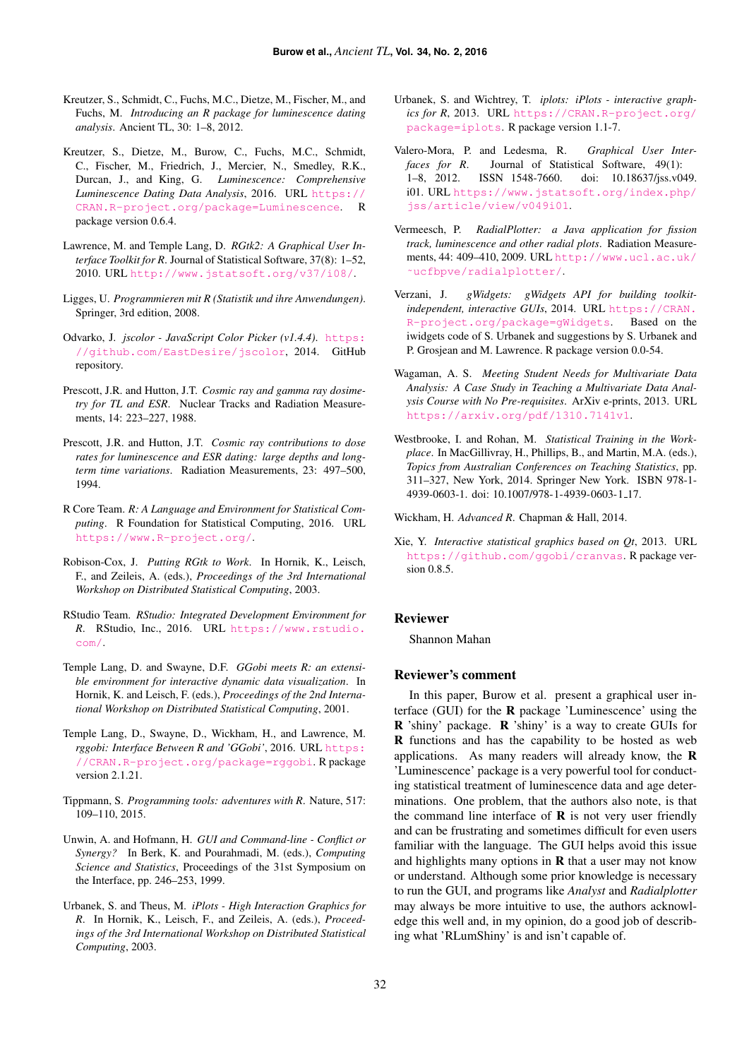Kreutzer, S., Schmidt, C., Fuchs, M.C., Dietze, M., Fischer, M., and Fuchs, M. *Introducing an R package for luminescence dating analysis*. Ancient TL, 30: 1–8, 2012.

Kreutzer, S., Dietze, M., Burow, C., Fuchs, M.C., Schmidt, C., Fischer, M., Friedrich, J., Mercier, N., Smedley, R.K., Durcan, J., and King, G. *Luminescence: Comprehensive Luminescence Dating Data Analysis*, 2016. URL https://CRAN.R-project.org/package=Luminescence. R package version 0.6.4.

Lawrence, M. and Temple Lang, D. *RGtk2: A Graphical User Interface Toolkit for R*. Journal of Statistical Software, 37(8): 1–52, 2010. URL http://www.jstatsoft.org/v37/i08/.

Ligges, U. *Programmieren mit R (Statistik und ihre Anwendungen)*. Springer, 3rd edition, 2008.

Odvarko, J. *jscolor - JavaScript Color Picker (v1.4.4)*. https://github.com/EastDesire/jscolor, 2014. GitHub repository.

Prescott, J.R. and Hutton, J.T. *Cosmic ray and gamma ray dosimetry for TL and ESR*. Nuclear Tracks and Radiation Measurements, 14: 223–227, 1988.

Prescott, J.R. and Hutton, J.T. *Cosmic ray contributions to dose rates for luminescence and ESR dating: large depths and long-term time variations*. Radiation Measurements, 23: 497–500, 1994.

R Core Team. *R: A Language and Environment for Statistical Computing*. R Foundation for Statistical Computing, 2016. URL https://www.R-project.org/.

Robison-Cox, J. *Putting RGtk to Work*. In Hornik, K., Leisch, F., and Zeileis, A. (eds.), *Proceedings of the 3rd International Workshop on Distributed Statistical Computing*, 2003.

RStudio Team. *RStudio: Integrated Development Environment for R*. RStudio, Inc., 2016. URL https://www.rstudio.com/.

Temple Lang, D. and Swayne, D.F. *GGobi meets R: an extensible environment for interactive dynamic data visualization*. In Hornik, K. and Leisch, F. (eds.), *Proceedings of the 2nd International Workshop on Distributed Statistical Computing*, 2001.

Temple Lang, D., Swayne, D., Wickham, H., and Lawrence, M. *rggobi: Interface Between R and 'GGobi'*, 2016. URL https://CRAN.R-project.org/package=rggobi. R package version 2.1.21.

Tippmann, S. *Programming tools: adventures with R*. Nature, 517: 109–110, 2015.

Unwin, A. and Hofmann, H. *GUI and Command-line - Conflict or Synergy?* In Berk, K. and Pourahmadi, M. (eds.), *Computing Science and Statistics*, Proceedings of the 31st Symposium on the Interface, pp. 246–253, 1999.

Urbanek, S. and Theus, M. *iPlots - High Interaction Graphics for R*. In Hornik, K., Leisch, F., and Zeileis, A. (eds.), *Proceedings of the 3rd International Workshop on Distributed Statistical Computing*, 2003.

Urbanek, S. and Wichtrey, T. *iplots: iPlots - interactive graphics for R*, 2013. URL https://CRAN.R-project.org/package=iplots. R package version 1.1-7.

Valero-Mora, P. and Ledesma, R. *Graphical User Interfaces for R*. Journal of Statistical Software, 49(1): 1–8, 2012. ISSN 1548-7660. doi: 10.18637/jss.v049.i01. URL https://www.jstatsoft.org/index.php/jss/article/view/v049i01.

Vermeesch, P. *RadialPlotter: a Java application for fission track, luminescence and other radial plots*. Radiation Measurements, 44: 409–410, 2009. URL http://www.ucl.ac.uk/~ucfbpve/radialplotter/.

Verzani, J. *gWidgets: gWidgets API for building toolkit-independent, interactive GUIs*, 2014. URL https://CRAN.R-project.org/package=gWidgets. Based on the iwidgets code of S. Urbanek and suggestions by S. Urbanek and P. Grosjean and M. Lawrence. R package version 0.0-54.

Wagaman, A. S. *Meeting Student Needs for Multivariate Data Analysis: A Case Study in Teaching a Multivariate Data Analysis Course with No Pre-requisites*. ArXiv e-prints, 2013. URL https://arxiv.org/pdf/1310.7141v1.

Westbrooke, I. and Rohan, M. *Statistical Training in the Workplace*. In MacGillivray, H., Phillips, B., and Martin, M.A. (eds.), *Topics from Australian Conferences on Teaching Statistics*, pp. 311–327, New York, 2014. Springer New York. ISBN 978-1-4939-0603-1. doi: 10.1007/978-1-4939-0603-1_17.

Wickham, H. *Advanced R*. Chapman & Hall, 2014.

Xie, Y. *Interactive statistical graphics based on Qt*, 2013. URL https://github.com/ggobi/cranvas. R package version 0.8.5.

## Reviewer

Shannon Mahan

## Reviewer's comment

In this paper, Burow et al. present a graphical user interface (GUI) for the **R** package 'Luminescence' using the **R** 'shiny' package. **R** 'shiny' is a way to create GUIs for **R** functions and has the capability to be hosted as web applications. As many readers will already know, the **R** 'Luminescence' package is a very powerful tool for conducting statistical treatment of luminescence data and age determinations. One problem, that the authors also note, is that the command line interface of **R** is not very user friendly and can be frustrating and sometimes difficult for even users familiar with the language. The GUI helps avoid this issue and highlights many options in **R** that a user may not know or understand. Although some prior knowledge is necessary to run the GUI, and programs like *Analyst* and *Radialplotter* may always be more intuitive to use, the authors acknowledge this well and, in my opinion, do a good job of describing what 'RLumShiny' is and isn't capable of.